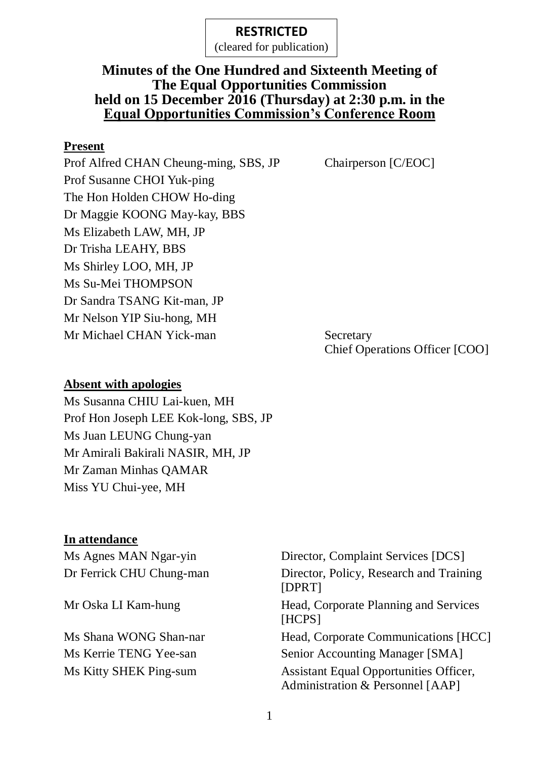**RESTRICTED**
(cleared for publication)

# Minutes of the One Hundred and Sixteenth Meeting of The Equal Opportunities Commission held on 15 December 2016 (Thursday) at 2:30 p.m. in the Equal Opportunities Commission's Conference Room

## Present

| | |
|---|---|
| Prof Alfred CHAN Cheung-ming, SBS, JP | Chairperson [C/EOC] |
| Prof Susanne CHOI Yuk-ping | |
| The Hon Holden CHOW Ho-ding | |
| Dr Maggie KOONG May-kay, BBS | |
| Ms Elizabeth LAW, MH, JP | |
| Dr Trisha LEAHY, BBS | |
| Ms Shirley LOO, MH, JP | |
| Ms Su-Mei THOMPSON | |
| Dr Sandra TSANG Kit-man, JP | |
| Mr Nelson YIP Siu-hong, MH | |
| Mr Michael CHAN Yick-man | Secretary<br>Chief Operations Officer [COO] |

## Absent with apologies

Ms Susanna CHIU Lai-kuen, MH
Prof Hon Joseph LEE Kok-long, SBS, JP
Ms Juan LEUNG Chung-yan
Mr Amirali Bakirali NASIR, MH, JP
Mr Zaman Minhas QAMAR
Miss YU Chui-yee, MH

## In attendance

| | |
|---|---|
| Ms Agnes MAN Ngar-yin | Director, Complaint Services [DCS] |
| Dr Ferrick CHU Chung-man | Director, Policy, Research and Training [DPRT] |
| Mr Oska LI Kam-hung | Head, Corporate Planning and Services [HCPS] |
| Ms Shana WONG Shan-nar | Head, Corporate Communications [HCC] |
| Ms Kerrie TENG Yee-san | Senior Accounting Manager [SMA] |
| Ms Kitty SHEK Ping-sum | Assistant Equal Opportunities Officer, Administration & Personnel [AAP] |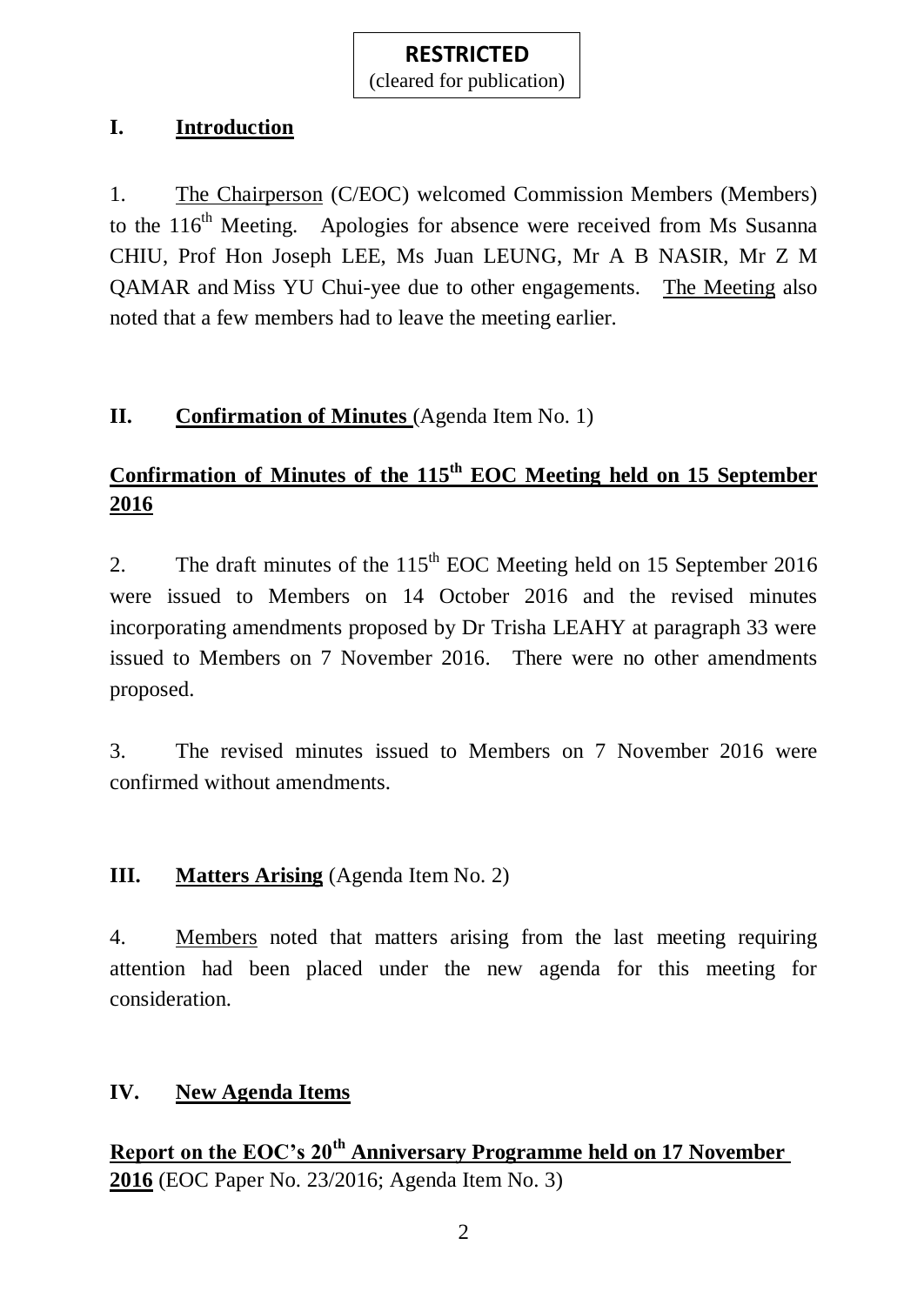**RESTRICTED**
(cleared for publication)

## I. Introduction

1. The Chairperson (C/EOC) welcomed Commission Members (Members) to the 116th Meeting. Apologies for absence were received from Ms Susanna CHIU, Prof Hon Joseph LEE, Ms Juan LEUNG, Mr A B NASIR, Mr Z M QAMAR and Miss YU Chui-yee due to other engagements. The Meeting also noted that a few members had to leave the meeting earlier.

## II. Confirmation of Minutes (Agenda Item No. 1)

### Confirmation of Minutes of the 115th EOC Meeting held on 15 September 2016

2. The draft minutes of the 115th EOC Meeting held on 15 September 2016 were issued to Members on 14 October 2016 and the revised minutes incorporating amendments proposed by Dr Trisha LEAHY at paragraph 33 were issued to Members on 7 November 2016. There were no other amendments proposed.

3. The revised minutes issued to Members on 7 November 2016 were confirmed without amendments.

## III. Matters Arising (Agenda Item No. 2)

4. Members noted that matters arising from the last meeting requiring attention had been placed under the new agenda for this meeting for consideration.

## IV. New Agenda Items

### Report on the EOC's 20th Anniversary Programme held on 17 November 2016 (EOC Paper No. 23/2016; Agenda Item No. 3)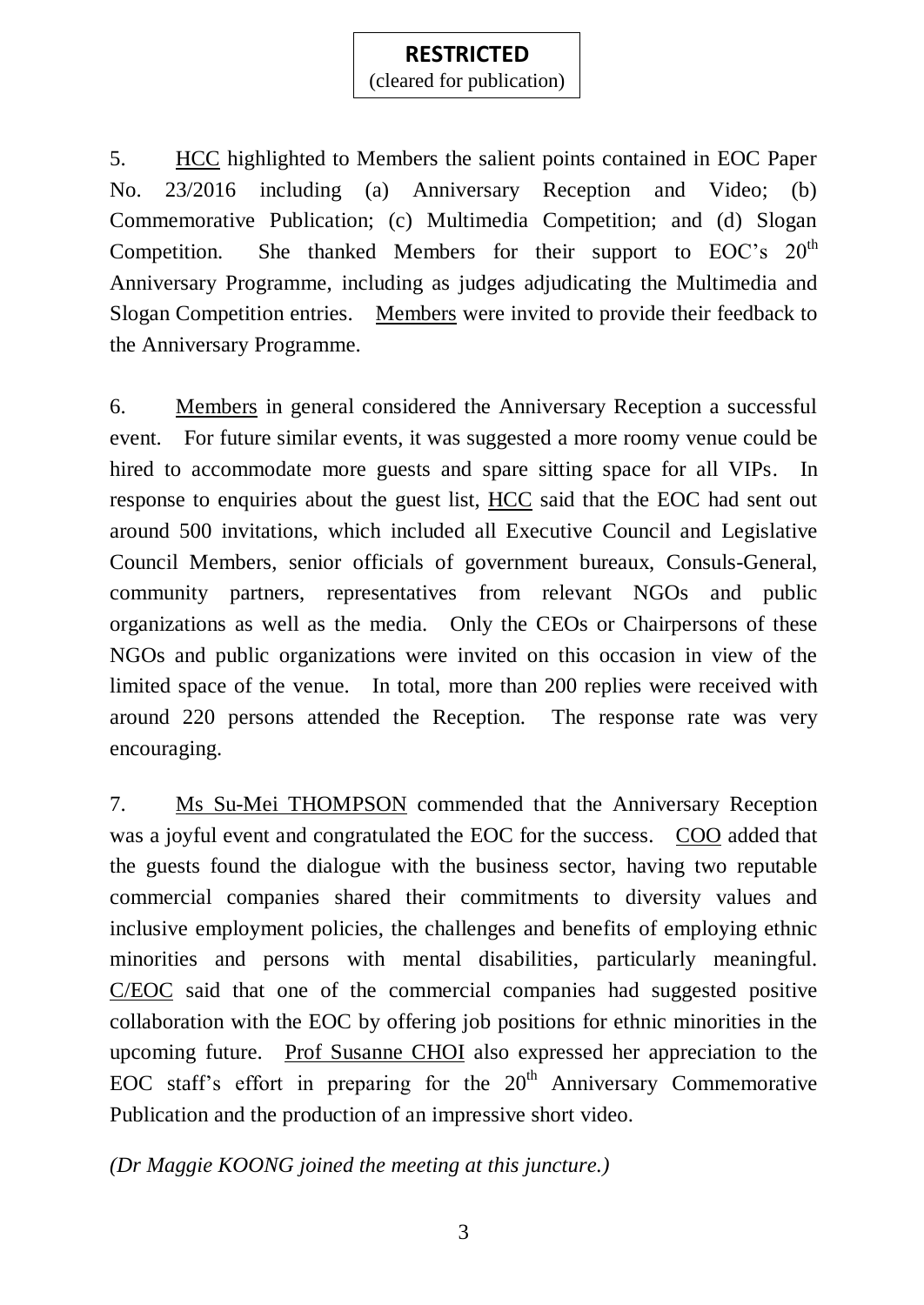**RESTRICTED**
(cleared for publication)

5. HCC highlighted to Members the salient points contained in EOC Paper No. 23/2016 including (a) Anniversary Reception and Video; (b) Commemorative Publication; (c) Multimedia Competition; and (d) Slogan Competition. She thanked Members for their support to EOC's 20th Anniversary Programme, including as judges adjudicating the Multimedia and Slogan Competition entries. Members were invited to provide their feedback to the Anniversary Programme.

6. Members in general considered the Anniversary Reception a successful event. For future similar events, it was suggested a more roomy venue could be hired to accommodate more guests and spare sitting space for all VIPs. In response to enquiries about the guest list, HCC said that the EOC had sent out around 500 invitations, which included all Executive Council and Legislative Council Members, senior officials of government bureaux, Consuls-General, community partners, representatives from relevant NGOs and public organizations as well as the media. Only the CEOs or Chairpersons of these NGOs and public organizations were invited on this occasion in view of the limited space of the venue. In total, more than 200 replies were received with around 220 persons attended the Reception. The response rate was very encouraging.

7. Ms Su-Mei THOMPSON commended that the Anniversary Reception was a joyful event and congratulated the EOC for the success. COO added that the guests found the dialogue with the business sector, having two reputable commercial companies shared their commitments to diversity values and inclusive employment policies, the challenges and benefits of employing ethnic minorities and persons with mental disabilities, particularly meaningful. C/EOC said that one of the commercial companies had suggested positive collaboration with the EOC by offering job positions for ethnic minorities in the upcoming future. Prof Susanne CHOI also expressed her appreciation to the EOC staff's effort in preparing for the 20th Anniversary Commemorative Publication and the production of an impressive short video.

*(Dr Maggie KOONG joined the meeting at this juncture.)*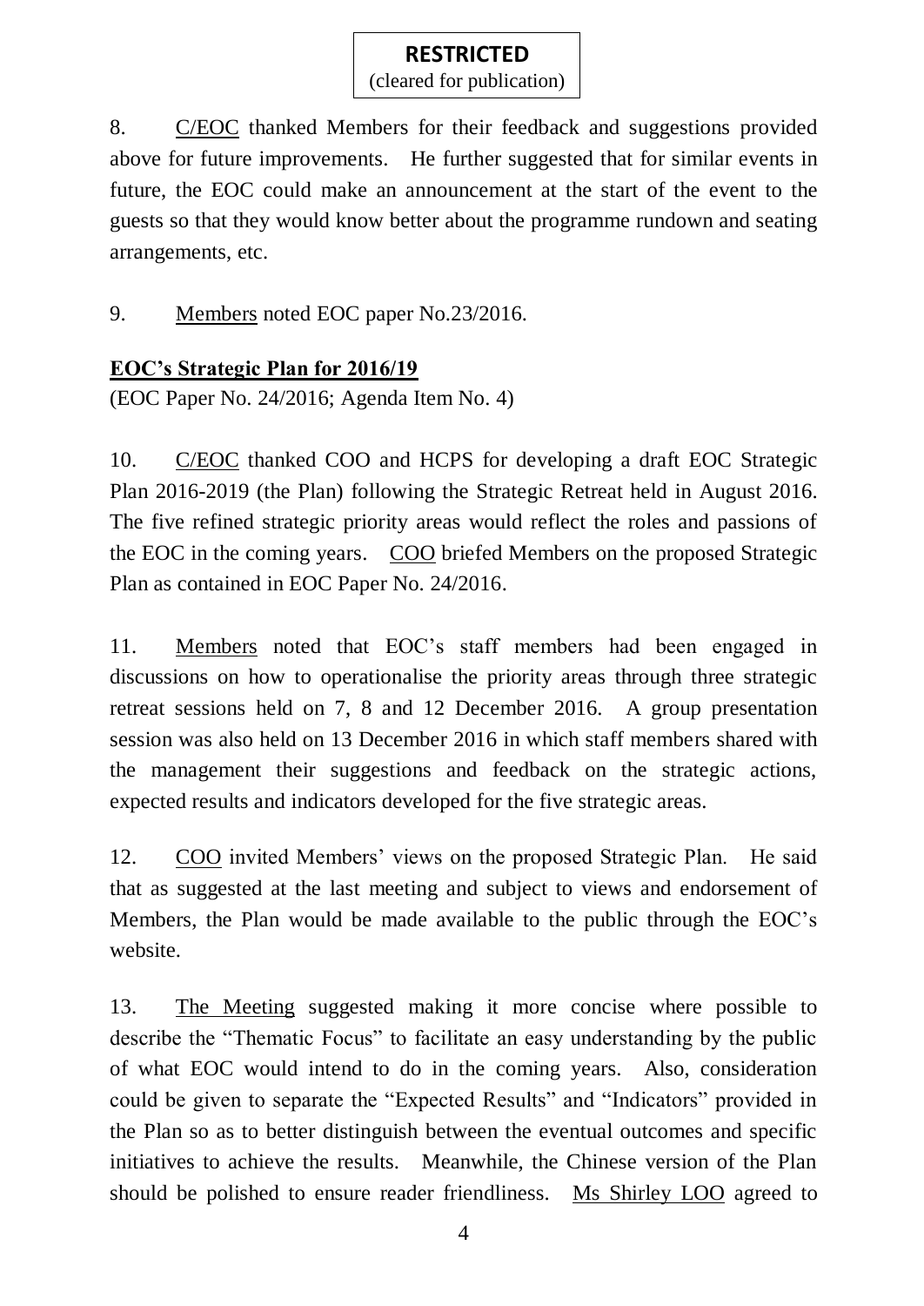**RESTRICTED**
(cleared for publication)

8. C/EOC thanked Members for their feedback and suggestions provided above for future improvements. He further suggested that for similar events in future, the EOC could make an announcement at the start of the event to the guests so that they would know better about the programme rundown and seating arrangements, etc.

9. Members noted EOC paper No.23/2016.

**EOC's Strategic Plan for 2016/19**

(EOC Paper No. 24/2016; Agenda Item No. 4)

10. C/EOC thanked COO and HCPS for developing a draft EOC Strategic Plan 2016-2019 (the Plan) following the Strategic Retreat held in August 2016. The five refined strategic priority areas would reflect the roles and passions of the EOC in the coming years. COO briefed Members on the proposed Strategic Plan as contained in EOC Paper No. 24/2016.

11. Members noted that EOC's staff members had been engaged in discussions on how to operationalise the priority areas through three strategic retreat sessions held on 7, 8 and 12 December 2016. A group presentation session was also held on 13 December 2016 in which staff members shared with the management their suggestions and feedback on the strategic actions, expected results and indicators developed for the five strategic areas.

12. COO invited Members' views on the proposed Strategic Plan. He said that as suggested at the last meeting and subject to views and endorsement of Members, the Plan would be made available to the public through the EOC's website.

13. The Meeting suggested making it more concise where possible to describe the "Thematic Focus" to facilitate an easy understanding by the public of what EOC would intend to do in the coming years. Also, consideration could be given to separate the "Expected Results" and "Indicators" provided in the Plan so as to better distinguish between the eventual outcomes and specific initiatives to achieve the results. Meanwhile, the Chinese version of the Plan should be polished to ensure reader friendliness. Ms Shirley LOO agreed to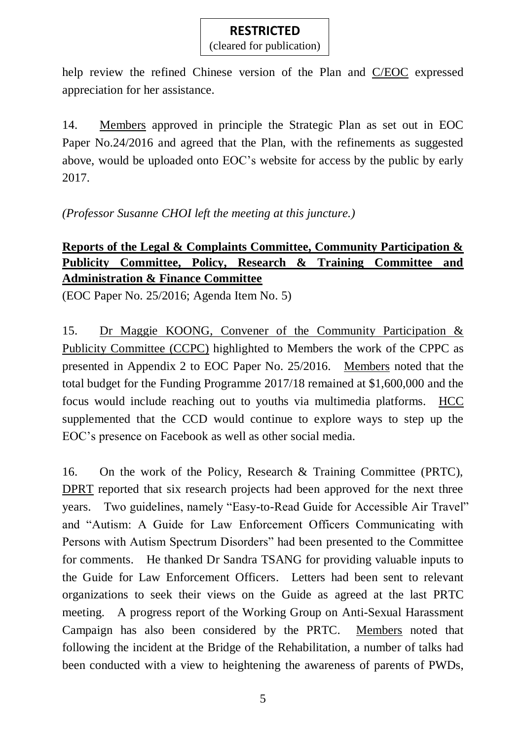help review the refined Chinese version of the Plan and C/EOC expressed appreciation for her assistance.

14. Members approved in principle the Strategic Plan as set out in EOC Paper No.24/2016 and agreed that the Plan, with the refinements as suggested above, would be uploaded onto EOC's website for access by the public by early 2017.

*(Professor Susanne CHOI left the meeting at this juncture.)*

**Reports of the Legal & Complaints Committee, Community Participation & Publicity Committee, Policy, Research & Training Committee and Administration & Finance Committee**

(EOC Paper No. 25/2016; Agenda Item No. 5)

15. Dr Maggie KOONG, Convener of the Community Participation & Publicity Committee (CCPC) highlighted to Members the work of the CPPC as presented in Appendix 2 to EOC Paper No. 25/2016. Members noted that the total budget for the Funding Programme 2017/18 remained at $1,600,000 and the focus would include reaching out to youths via multimedia platforms. HCC supplemented that the CCD would continue to explore ways to step up the EOC's presence on Facebook as well as other social media.

16. On the work of the Policy, Research & Training Committee (PRTC), DPRT reported that six research projects had been approved for the next three years. Two guidelines, namely "Easy-to-Read Guide for Accessible Air Travel" and "Autism: A Guide for Law Enforcement Officers Communicating with Persons with Autism Spectrum Disorders" had been presented to the Committee for comments. He thanked Dr Sandra TSANG for providing valuable inputs to the Guide for Law Enforcement Officers. Letters had been sent to relevant organizations to seek their views on the Guide as agreed at the last PRTC meeting. A progress report of the Working Group on Anti-Sexual Harassment Campaign has also been considered by the PRTC. Members noted that following the incident at the Bridge of the Rehabilitation, a number of talks had been conducted with a view to heightening the awareness of parents of PWDs,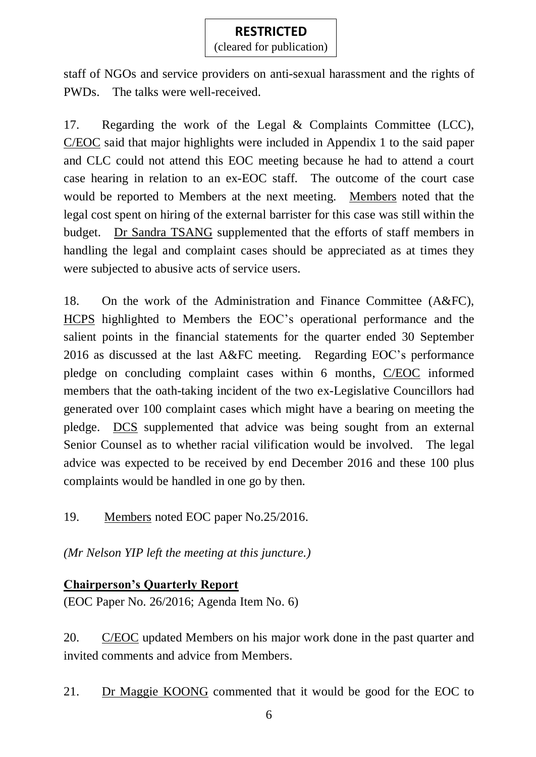staff of NGOs and service providers on anti-sexual harassment and the rights of PWDs. The talks were well-received.

17. Regarding the work of the Legal & Complaints Committee (LCC), C/EOC said that major highlights were included in Appendix 1 to the said paper and CLC could not attend this EOC meeting because he had to attend a court case hearing in relation to an ex-EOC staff. The outcome of the court case would be reported to Members at the next meeting. Members noted that the legal cost spent on hiring of the external barrister for this case was still within the budget. Dr Sandra TSANG supplemented that the efforts of staff members in handling the legal and complaint cases should be appreciated as at times they were subjected to abusive acts of service users.

18. On the work of the Administration and Finance Committee (A&FC), HCPS highlighted to Members the EOC's operational performance and the salient points in the financial statements for the quarter ended 30 September 2016 as discussed at the last A&FC meeting. Regarding EOC's performance pledge on concluding complaint cases within 6 months, C/EOC informed members that the oath-taking incident of the two ex-Legislative Councillors had generated over 100 complaint cases which might have a bearing on meeting the pledge. DCS supplemented that advice was being sought from an external Senior Counsel as to whether racial vilification would be involved. The legal advice was expected to be received by end December 2016 and these 100 plus complaints would be handled in one go by then.

19. Members noted EOC paper No.25/2016.

*(Mr Nelson YIP left the meeting at this juncture.)*

**Chairperson's Quarterly Report**

(EOC Paper No. 26/2016; Agenda Item No. 6)

20. C/EOC updated Members on his major work done in the past quarter and invited comments and advice from Members.

21. Dr Maggie KOONG commented that it would be good for the EOC to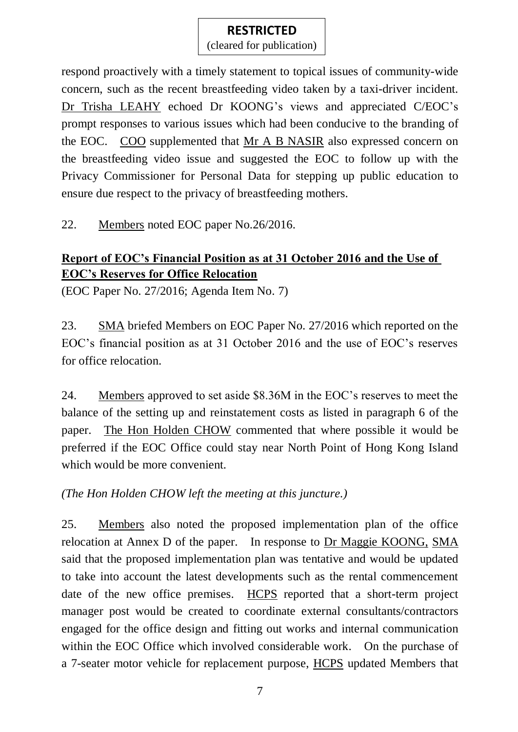respond proactively with a timely statement to topical issues of community-wide concern, such as the recent breastfeeding video taken by a taxi-driver incident. Dr Trisha LEAHY echoed Dr KOONG's views and appreciated C/EOC's prompt responses to various issues which had been conducive to the branding of the EOC. COO supplemented that Mr A B NASIR also expressed concern on the breastfeeding video issue and suggested the EOC to follow up with the Privacy Commissioner for Personal Data for stepping up public education to ensure due respect to the privacy of breastfeeding mothers.

22. Members noted EOC paper No.26/2016.

**Report of EOC's Financial Position as at 31 October 2016 and the Use of EOC's Reserves for Office Relocation**

(EOC Paper No. 27/2016; Agenda Item No. 7)

23. SMA briefed Members on EOC Paper No. 27/2016 which reported on the EOC's financial position as at 31 October 2016 and the use of EOC's reserves for office relocation.

24. Members approved to set aside \$8.36M in the EOC's reserves to meet the balance of the setting up and reinstatement costs as listed in paragraph 6 of the paper. The Hon Holden CHOW commented that where possible it would be preferred if the EOC Office could stay near North Point of Hong Kong Island which would be more convenient.

*(The Hon Holden CHOW left the meeting at this juncture.)*

25. Members also noted the proposed implementation plan of the office relocation at Annex D of the paper. In response to Dr Maggie KOONG, SMA said that the proposed implementation plan was tentative and would be updated to take into account the latest developments such as the rental commencement date of the new office premises. HCPS reported that a short-term project manager post would be created to coordinate external consultants/contractors engaged for the office design and fitting out works and internal communication within the EOC Office which involved considerable work. On the purchase of a 7-seater motor vehicle for replacement purpose, HCPS updated Members that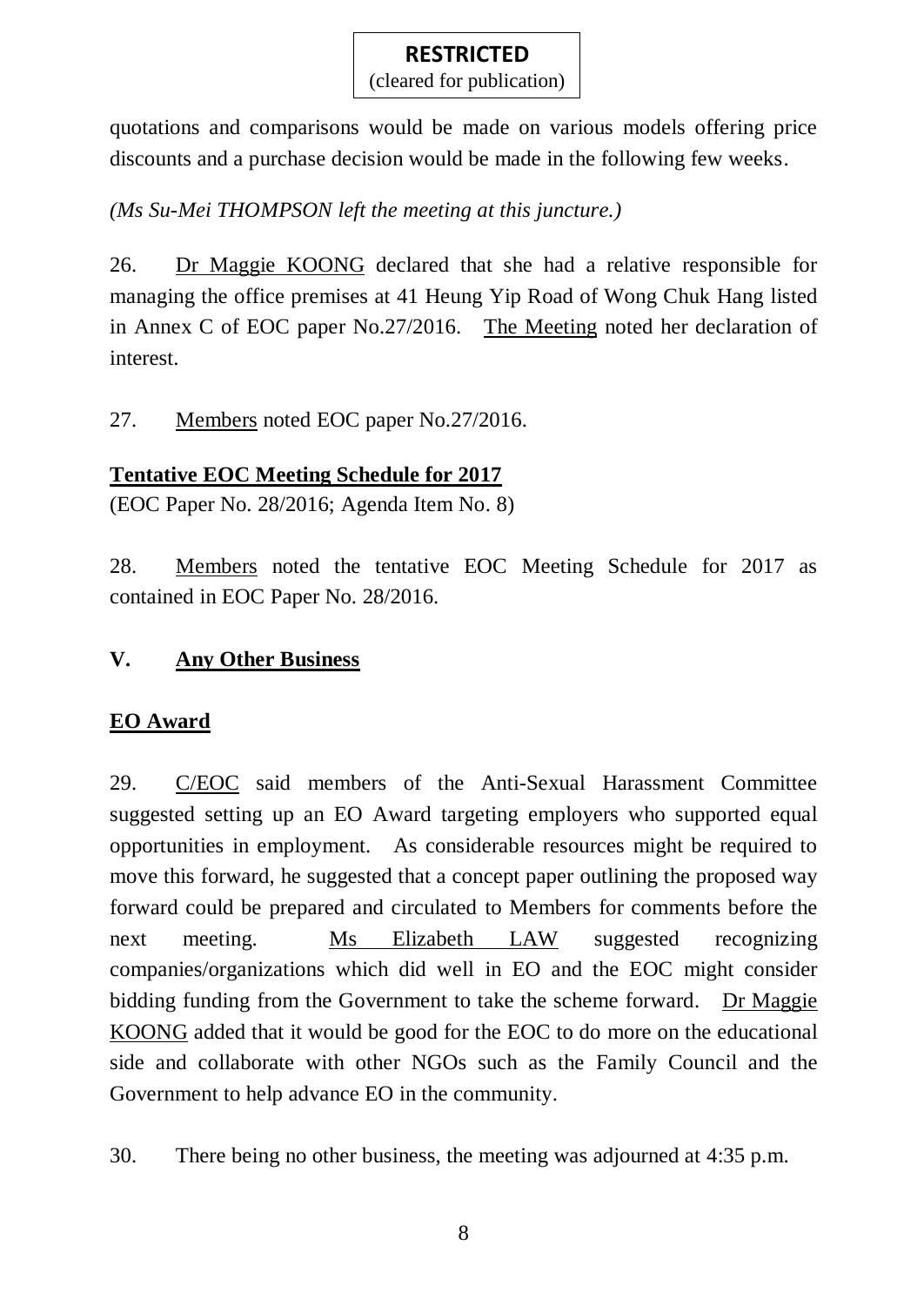**RESTRICTED**
(cleared for publication)

quotations and comparisons would be made on various models offering price discounts and a purchase decision would be made in the following few weeks.

*(Ms Su-Mei THOMPSON left the meeting at this juncture.)*

26. Dr Maggie KOONG declared that she had a relative responsible for managing the office premises at 41 Heung Yip Road of Wong Chuk Hang listed in Annex C of EOC paper No.27/2016. The Meeting noted her declaration of interest.

27. Members noted EOC paper No.27/2016.

**Tentative EOC Meeting Schedule for 2017**

(EOC Paper No. 28/2016; Agenda Item No. 8)

28. Members noted the tentative EOC Meeting Schedule for 2017 as contained in EOC Paper No. 28/2016.

## V. Any Other Business

**EO Award**

29. C/EOC said members of the Anti-Sexual Harassment Committee suggested setting up an EO Award targeting employers who supported equal opportunities in employment. As considerable resources might be required to move this forward, he suggested that a concept paper outlining the proposed way forward could be prepared and circulated to Members for comments before the next meeting. Ms Elizabeth LAW suggested recognizing companies/organizations which did well in EO and the EOC might consider bidding funding from the Government to take the scheme forward. Dr Maggie KOONG added that it would be good for the EOC to do more on the educational side and collaborate with other NGOs such as the Family Council and the Government to help advance EO in the community.

30. There being no other business, the meeting was adjourned at 4:35 p.m.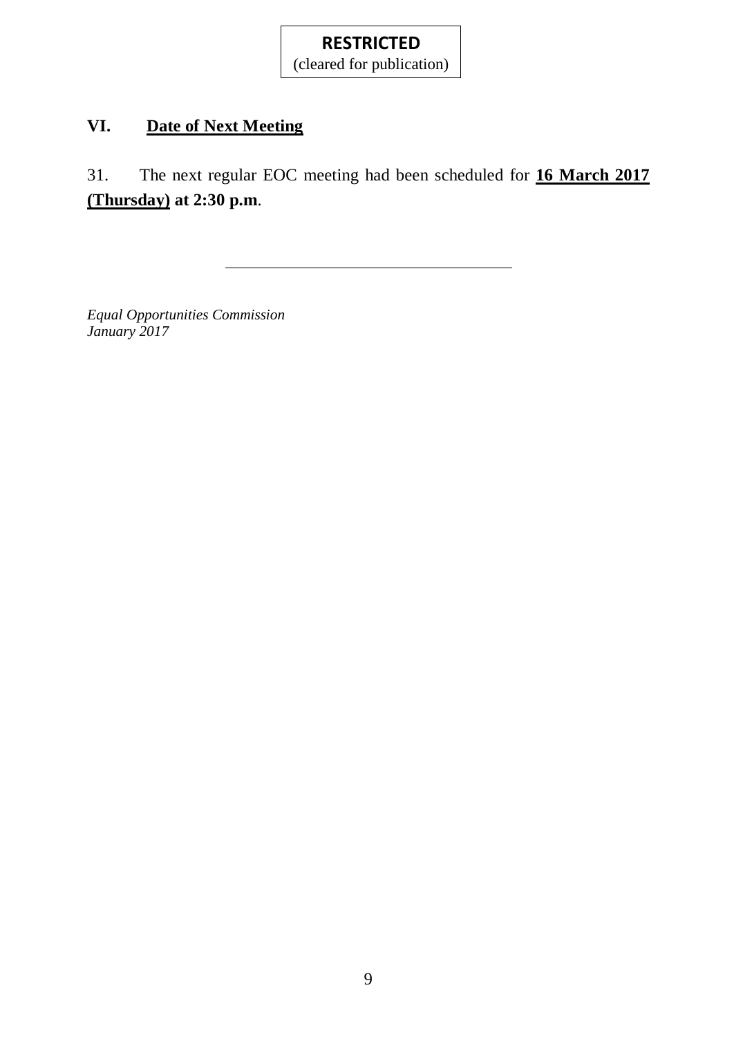**RESTRICTED**
(cleared for publication)

## VI. Date of Next Meeting

31. The next regular EOC meeting had been scheduled for **16 March 2017 (Thursday) at 2:30 p.m**.

---

*Equal Opportunities Commission*
*January 2017*